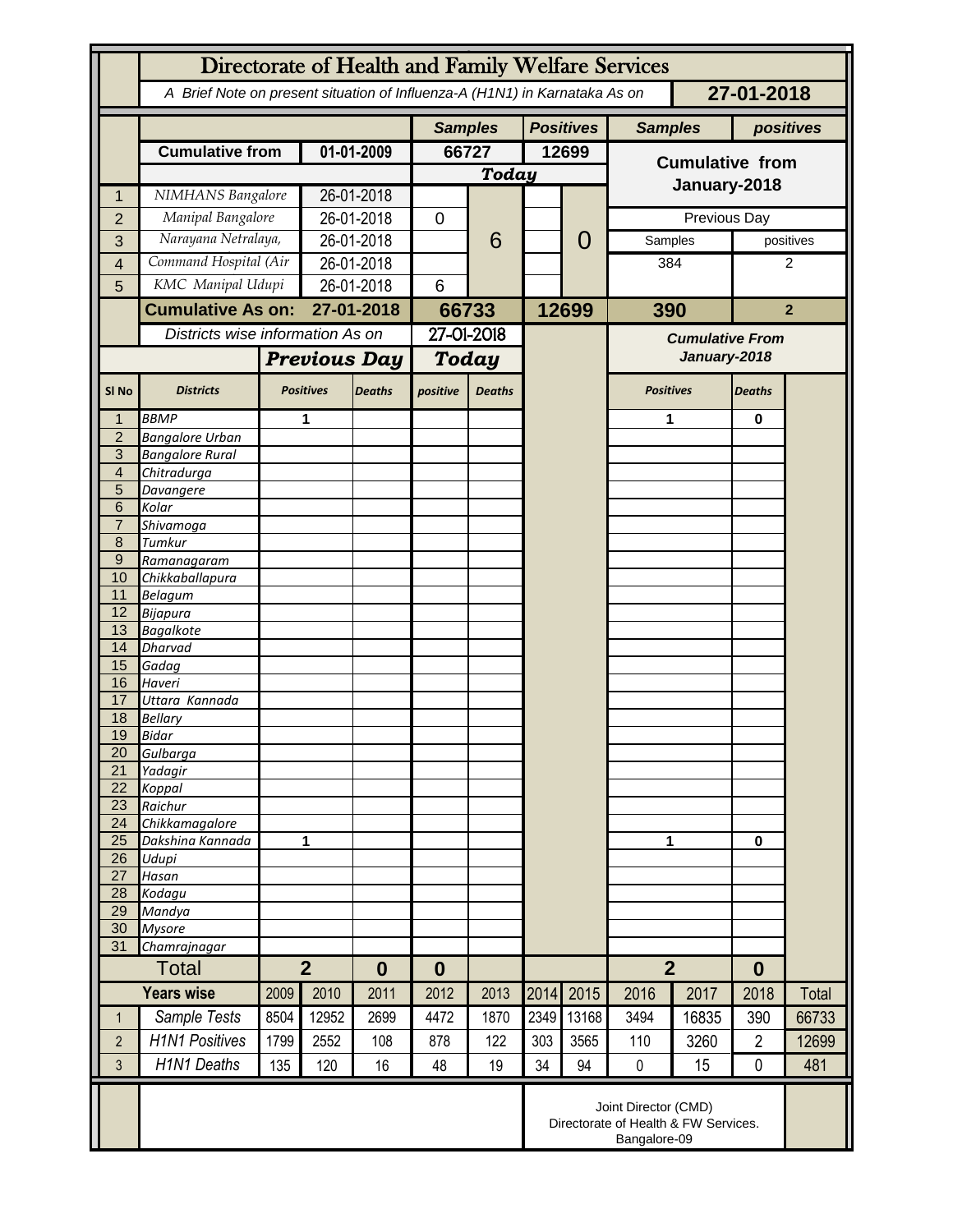# Directorate of Health and Family Welfare Services

*A Brief Note on present situation of Influenza-A (H1N1) in Karnataka As on* **27-01-2018**

| | | | Samples | Positives | Samples | positives |
|---|---|---|---|---|---|---|
| | **Cumulative from** | **01-01-2009** | 66727 | 12699 | **Cumulative from January-2018** | |
| | | | *Today* | | | |
| 1 | *NIMHANS Bangalore* | 26-01-2018 | | | | |
| 2 | *Manipal Bangalore* | 26-01-2018 | 0 | | Previous Day | |
| 3 | *Narayana Netralaya,* | 26-01-2018 | 6 | 0 | Samples | positives |
| 4 | *Command Hospital (Air* | 26-01-2018 | | | 384 | 2 |
| 5 | *KMC Manipal Udupi* | 26-01-2018 | 6 | | | |
| | **Cumulative As on:** | **27-01-2018** | **66733** | **12699** | **390** | **2** |

| Sl No | Districts | Previous Day Positives | Previous Day Deaths | Today positive | Today Deaths | Cumulative From January-2018 Positives | Cumulative From January-2018 Deaths |
|---|---|---|---|---|---|---|---|
| | *Districts wise information As on 27-01-2018* | | | | | | |
| 1 | *BBMP* | 1 | | | | 1 | 0 |
| 2 | *Bangalore Urban* | | | | | | |
| 3 | *Bangalore Rural* | | | | | | |
| 4 | *Chitradurga* | | | | | | |
| 5 | *Davangere* | | | | | | |
| 6 | *Kolar* | | | | | | |
| 7 | *Shivamoga* | | | | | | |
| 8 | *Tumkur* | | | | | | |
| 9 | *Ramanagaram* | | | | | | |
| 10 | *Chikkaballapura* | | | | | | |
| 11 | *Belagum* | | | | | | |
| 12 | *Bijapura* | | | | | | |
| 13 | *Bagalkote* | | | | | | |
| 14 | *Dharvad* | | | | | | |
| 15 | *Gadag* | | | | | | |
| 16 | *Haveri* | | | | | | |
| 17 | *Uttara Kannada* | | | | | | |
| 18 | *Bellary* | | | | | | |
| 19 | *Bidar* | | | | | | |
| 20 | *Gulbarga* | | | | | | |
| 21 | *Yadagir* | | | | | | |
| 22 | *Koppal* | | | | | | |
| 23 | *Raichur* | | | | | | |
| 24 | *Chikkamagalore* | | | | | | |
| 25 | *Dakshina Kannada* | 1 | | | | 1 | 0 |
| 26 | *Udupi* | | | | | | |
| 27 | *Hasan* | | | | | | |
| 28 | *Kodagu* | | | | | | |
| 29 | *Mandya* | | | | | | |
| 30 | *Mysore* | | | | | | |
| 31 | *Chamrajnagar* | | | | | | |
| | **Total** | **2** | **0** | **0** | | **2** | **0** |

| | Years wise | 2009 | 2010 | 2011 | 2012 | 2013 | 2014 | 2015 | 2016 | 2017 | 2018 | Total |
|---|---|---|---|---|---|---|---|---|---|---|---|---|
| 1 | *Sample Tests* | 8504 | 12952 | 2699 | 4472 | 1870 | 2349 | 13168 | 3494 | 16835 | 390 | 66733 |
| 2 | *H1N1 Positives* | 1799 | 2552 | 108 | 878 | 122 | 303 | 3565 | 110 | 3260 | 2 | 12699 |
| 3 | *H1N1 Deaths* | 135 | 120 | 16 | 48 | 19 | 34 | 94 | 0 | 15 | 0 | 481 |

Joint Director (CMD)
Directorate of Health & FW Services.
Bangalore-09